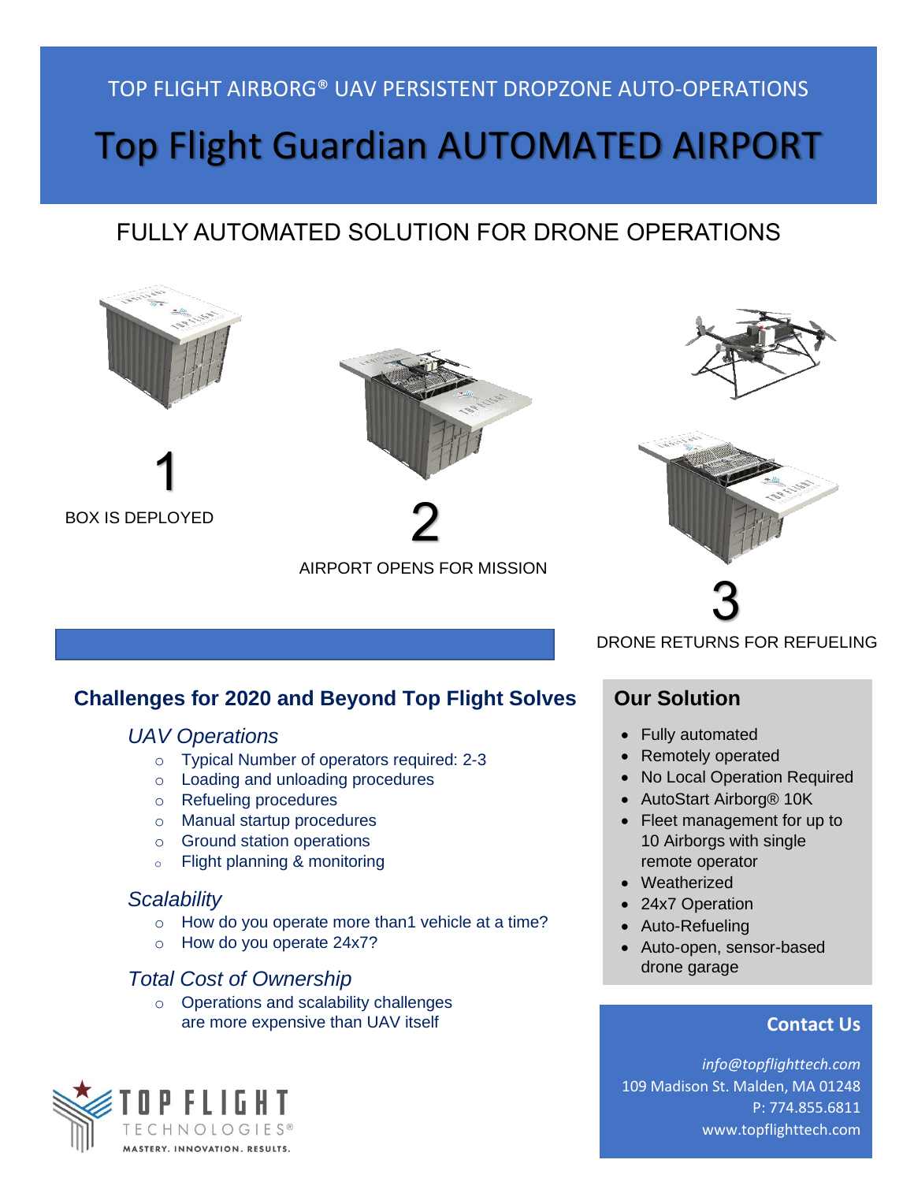TOP FLIGHT AIRBORG® UAV PERSISTENT DROPZONE AUTO-OPERATIONS

# Top Flight Guardian AUTOMATED AIRPORT

## FULLY AUTOMATED SOLUTION FOR DRONE OPERATIONS

1

BOX IS DEPLOYED

2

AIRPORT OPENS FOR MISSION

3

DRONE RETURNS FOR REFUELING

### Challenges for 2020 and Beyond Top Flight Solves

*UAV Operations*

- Typical Number of operators required: 2-3
- Loading and unloading procedures
- Refueling procedures
- Manual startup procedures
- Ground station operations
- Flight planning & monitoring

*Scalability*

- How do you operate more than1 vehicle at a time?
- How do you operate 24x7?

*Total Cost of Ownership*

- Operations and scalability challenges are more expensive than UAV itself

### Our Solution

- Fully automated
- Remotely operated
- No Local Operation Required
- AutoStart Airborg® 10K
- Fleet management for up to 10 Airborgs with single remote operator
- Weatherized
- 24x7 Operation
- Auto-Refueling
- Auto-open, sensor-based drone garage

### Contact Us

*info@topflighttech.com*
109 Madison St. Malden, MA 01248
P: 774.855.6811
www.topflighttech.com

TOP FLIGHT TECHNOLOGIES®
MASTERY. INNOVATION. RESULTS.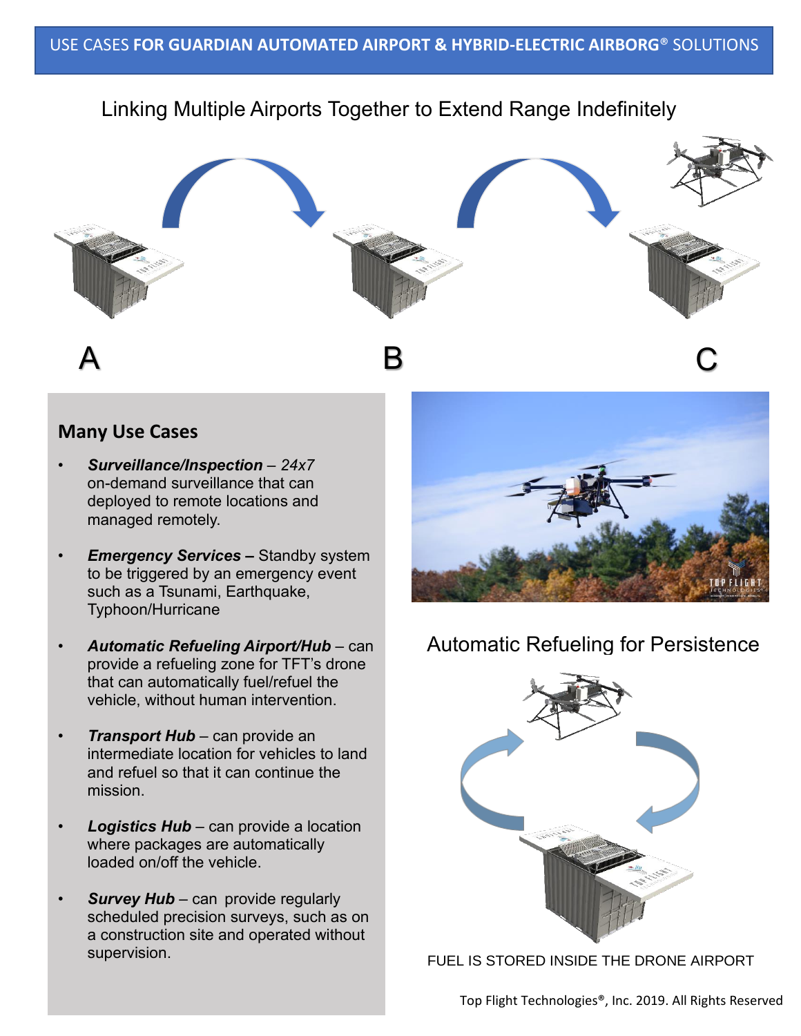# USE CASES FOR GUARDIAN AUTOMATED AIRPORT & HYBRID-ELECTRIC AIRBORG® SOLUTIONS

## Linking Multiple Airports Together to Extend Range Indefinitely

A

B

C

## Many Use Cases

- ***Surveillance/Inspection*** – *24x7* on-demand surveillance that can deployed to remote locations and managed remotely.
- ***Emergency Services –*** Standby system to be triggered by an emergency event such as a Tsunami, Earthquake, Typhoon/Hurricane
- ***Automatic Refueling Airport/Hub*** – can provide a refueling zone for TFT's drone that can automatically fuel/refuel the vehicle, without human intervention.
- ***Transport Hub*** – can provide an intermediate location for vehicles to land and refuel so that it can continue the mission.
- ***Logistics Hub*** – can provide a location where packages are automatically loaded on/off the vehicle.
- ***Survey Hub*** – can provide regularly scheduled precision surveys, such as on a construction site and operated without supervision.

## Automatic Refueling for Persistence

FUEL IS STORED INSIDE THE DRONE AIRPORT

Top Flight Technologies®, Inc. 2019. All Rights Reserved